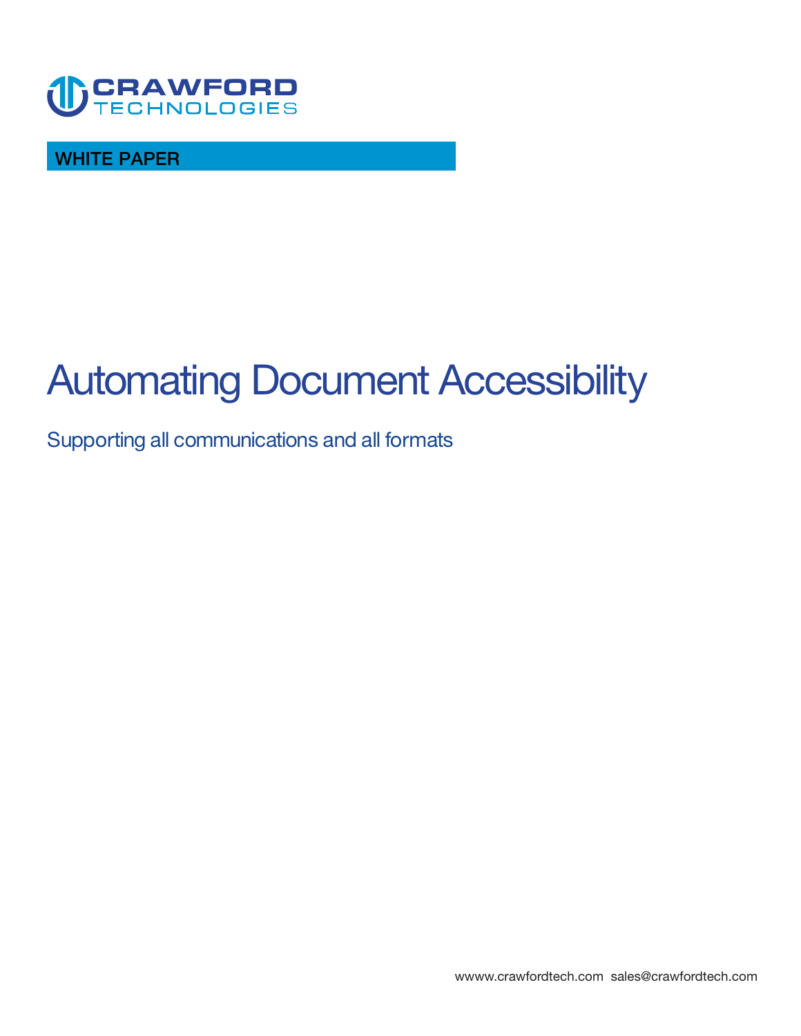CRAWFORD TECHNOLOGIES

WHITE PAPER

# Automating Document Accessibility

## Supporting all communications and all formats

wwww.crawfordtech.com sales@crawfordtech.com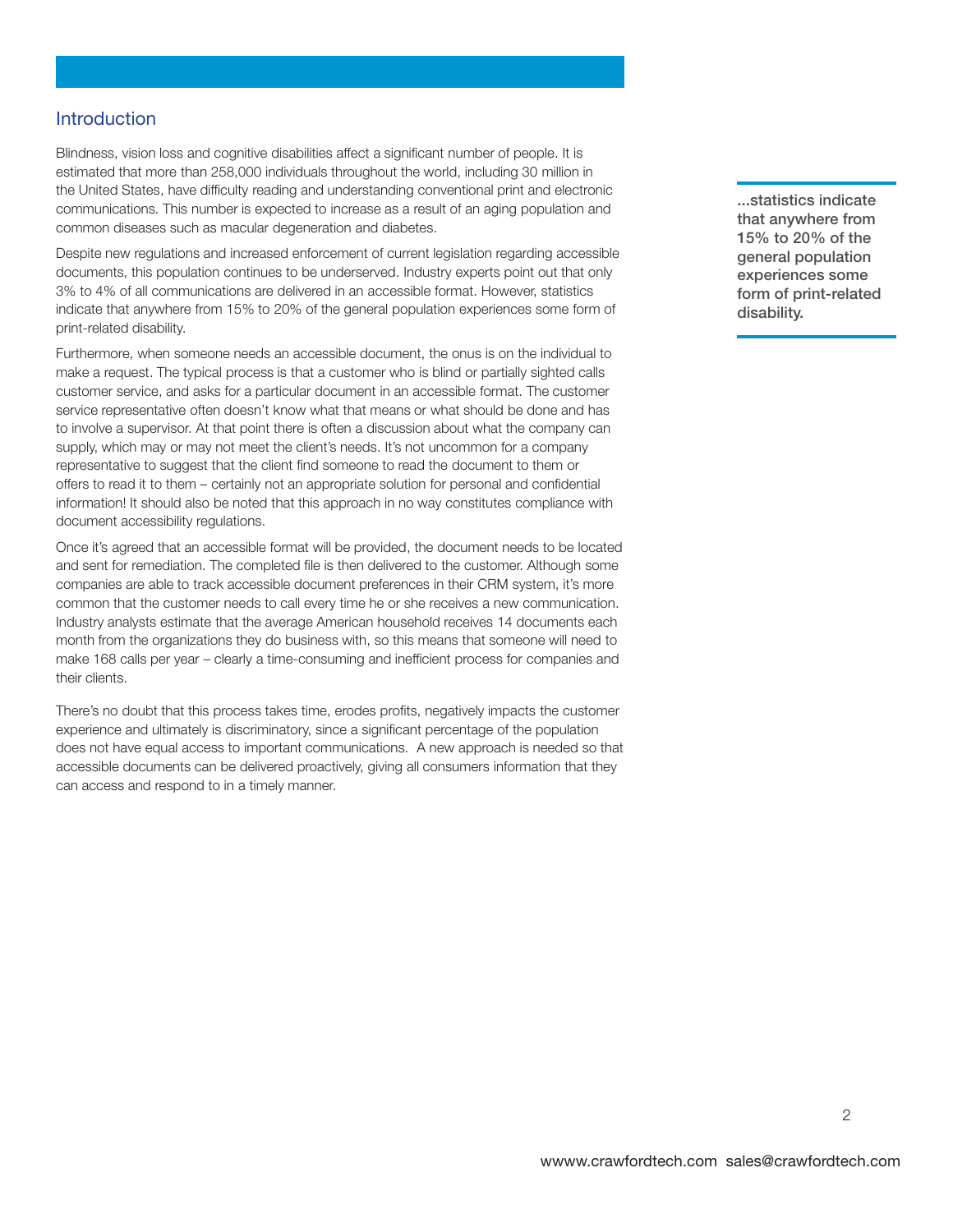## Introduction

Blindness, vision loss and cognitive disabilities affect a significant number of people. It is estimated that more than 258,000 individuals throughout the world, including 30 million in the United States, have difficulty reading and understanding conventional print and electronic communications. This number is expected to increase as a result of an aging population and common diseases such as macular degeneration and diabetes.

Despite new regulations and increased enforcement of current legislation regarding accessible documents, this population continues to be underserved. Industry experts point out that only 3% to 4% of all communications are delivered in an accessible format. However, statistics indicate that anywhere from 15% to 20% of the general population experiences some form of print-related disability.

Furthermore, when someone needs an accessible document, the onus is on the individual to make a request. The typical process is that a customer who is blind or partially sighted calls customer service, and asks for a particular document in an accessible format. The customer service representative often doesn't know what that means or what should be done and has to involve a supervisor. At that point there is often a discussion about what the company can supply, which may or may not meet the client's needs. It's not uncommon for a company representative to suggest that the client find someone to read the document to them or offers to read it to them – certainly not an appropriate solution for personal and confidential information! It should also be noted that this approach in no way constitutes compliance with document accessibility regulations.

Once it's agreed that an accessible format will be provided, the document needs to be located and sent for remediation. The completed file is then delivered to the customer. Although some companies are able to track accessible document preferences in their CRM system, it's more common that the customer needs to call every time he or she receives a new communication. Industry analysts estimate that the average American household receives 14 documents each month from the organizations they do business with, so this means that someone will need to make 168 calls per year – clearly a time-consuming and inefficient process for companies and their clients.

There's no doubt that this process takes time, erodes profits, negatively impacts the customer experience and ultimately is discriminatory, since a significant percentage of the population does not have equal access to important communications. A new approach is needed so that accessible documents can be delivered proactively, giving all consumers information that they can access and respond to in a timely manner.

> **...statistics indicate that anywhere from 15% to 20% of the general population experiences some form of print-related disability.**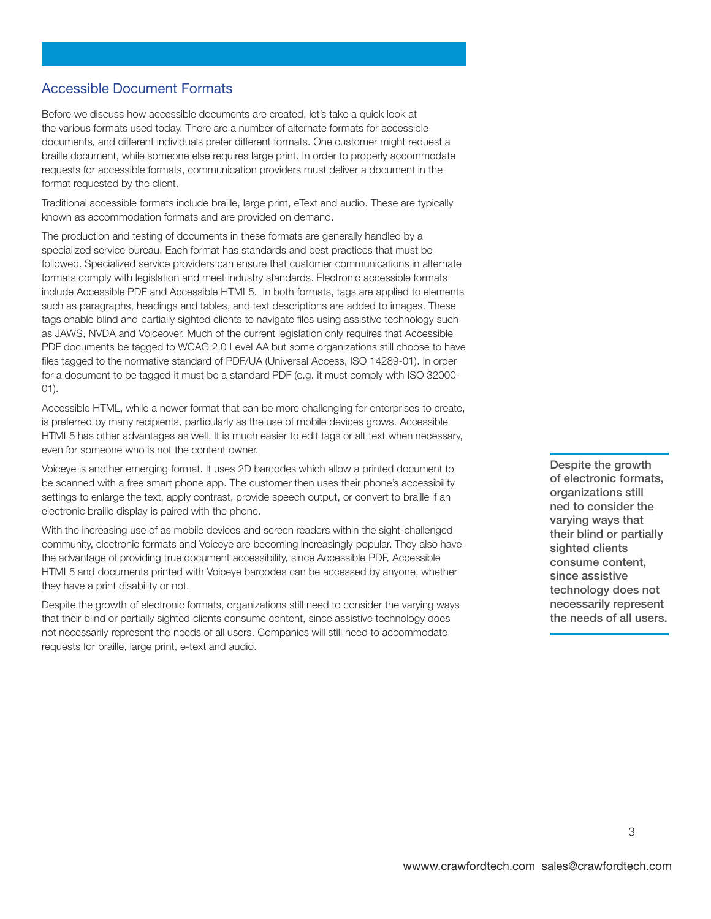## Accessible Document Formats

Before we discuss how accessible documents are created, let's take a quick look at the various formats used today. There are a number of alternate formats for accessible documents, and different individuals prefer different formats. One customer might request a braille document, while someone else requires large print. In order to properly accommodate requests for accessible formats, communication providers must deliver a document in the format requested by the client.

Traditional accessible formats include braille, large print, eText and audio. These are typically known as accommodation formats and are provided on demand.

The production and testing of documents in these formats are generally handled by a specialized service bureau. Each format has standards and best practices that must be followed. Specialized service providers can ensure that customer communications in alternate formats comply with legislation and meet industry standards. Electronic accessible formats include Accessible PDF and Accessible HTML5. In both formats, tags are applied to elements such as paragraphs, headings and tables, and text descriptions are added to images. These tags enable blind and partially sighted clients to navigate files using assistive technology such as JAWS, NVDA and Voiceover. Much of the current legislation only requires that Accessible PDF documents be tagged to WCAG 2.0 Level AA but some organizations still choose to have files tagged to the normative standard of PDF/UA (Universal Access, ISO 14289-01). In order for a document to be tagged it must be a standard PDF (e.g. it must comply with ISO 32000-01).

Accessible HTML, while a newer format that can be more challenging for enterprises to create, is preferred by many recipients, particularly as the use of mobile devices grows. Accessible HTML5 has other advantages as well. It is much easier to edit tags or alt text when necessary, even for someone who is not the content owner.

Voiceye is another emerging format. It uses 2D barcodes which allow a printed document to be scanned with a free smart phone app. The customer then uses their phone's accessibility settings to enlarge the text, apply contrast, provide speech output, or convert to braille if an electronic braille display is paired with the phone.

With the increasing use of as mobile devices and screen readers within the sight-challenged community, electronic formats and Voiceye are becoming increasingly popular. They also have the advantage of providing true document accessibility, since Accessible PDF, Accessible HTML5 and documents printed with Voiceye barcodes can be accessed by anyone, whether they have a print disability or not.

Despite the growth of electronic formats, organizations still need to consider the varying ways that their blind or partially sighted clients consume content, since assistive technology does not necessarily represent the needs of all users. Companies will still need to accommodate requests for braille, large print, e-text and audio.

> **Despite the growth of electronic formats, organizations still ned to consider the varying ways that their blind or partially sighted clients consume content, since assistive technology does not necessarily represent the needs of all users.**

wwww.crawfordtech.com sales@crawfordtech.com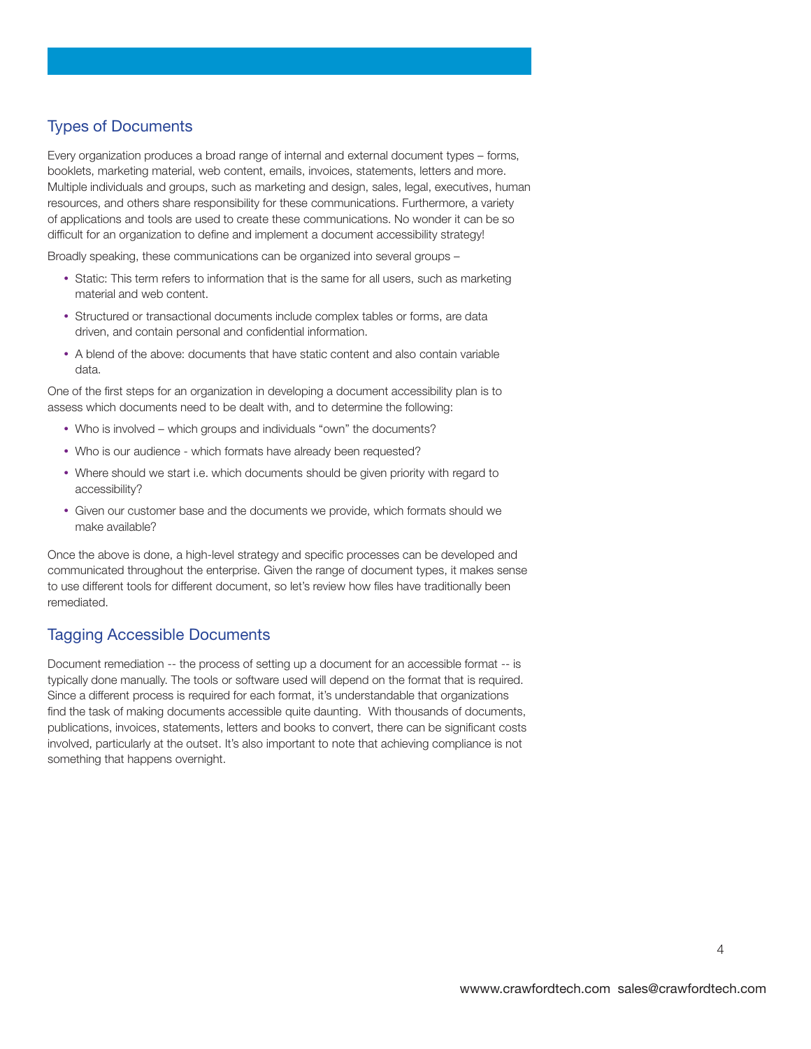## Types of Documents

Every organization produces a broad range of internal and external document types – forms, booklets, marketing material, web content, emails, invoices, statements, letters and more. Multiple individuals and groups, such as marketing and design, sales, legal, executives, human resources, and others share responsibility for these communications. Furthermore, a variety of applications and tools are used to create these communications. No wonder it can be so difficult for an organization to define and implement a document accessibility strategy!

Broadly speaking, these communications can be organized into several groups –

- Static: This term refers to information that is the same for all users, such as marketing material and web content.
- Structured or transactional documents include complex tables or forms, are data driven, and contain personal and confidential information.
- A blend of the above: documents that have static content and also contain variable data.

One of the first steps for an organization in developing a document accessibility plan is to assess which documents need to be dealt with, and to determine the following:

- Who is involved – which groups and individuals "own" the documents?
- Who is our audience - which formats have already been requested?
- Where should we start i.e. which documents should be given priority with regard to accessibility?
- Given our customer base and the documents we provide, which formats should we make available?

Once the above is done, a high-level strategy and specific processes can be developed and communicated throughout the enterprise. Given the range of document types, it makes sense to use different tools for different document, so let's review how files have traditionally been remediated.

## Tagging Accessible Documents

Document remediation -- the process of setting up a document for an accessible format -- is typically done manually. The tools or software used will depend on the format that is required. Since a different process is required for each format, it's understandable that organizations find the task of making documents accessible quite daunting. With thousands of documents, publications, invoices, statements, letters and books to convert, there can be significant costs involved, particularly at the outset. It's also important to note that achieving compliance is not something that happens overnight.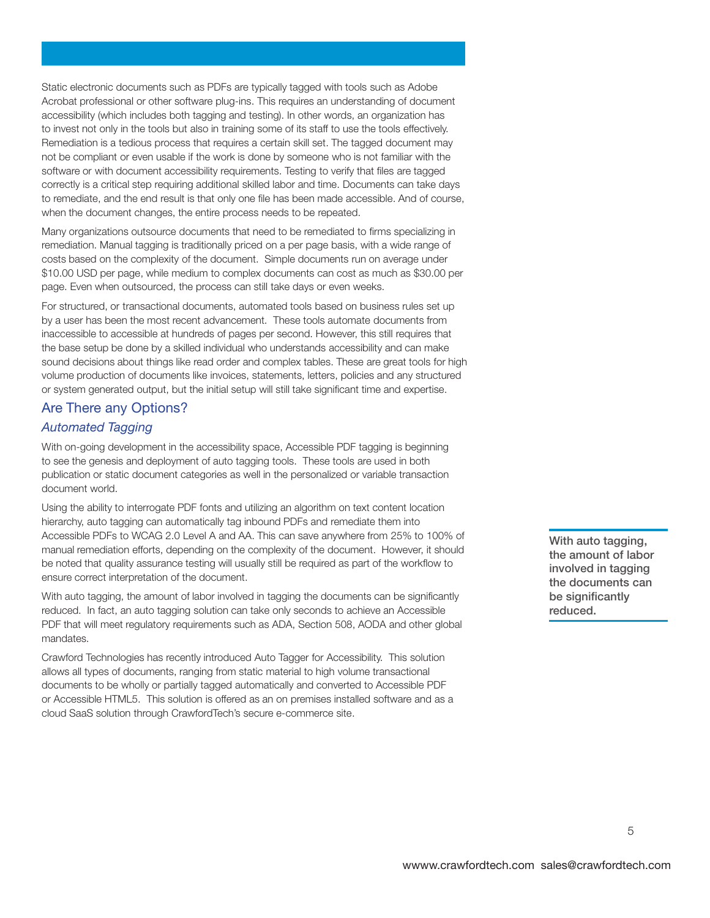Static electronic documents such as PDFs are typically tagged with tools such as Adobe Acrobat professional or other software plug-ins. This requires an understanding of document accessibility (which includes both tagging and testing). In other words, an organization has to invest not only in the tools but also in training some of its staff to use the tools effectively. Remediation is a tedious process that requires a certain skill set. The tagged document may not be compliant or even usable if the work is done by someone who is not familiar with the software or with document accessibility requirements. Testing to verify that files are tagged correctly is a critical step requiring additional skilled labor and time. Documents can take days to remediate, and the end result is that only one file has been made accessible. And of course, when the document changes, the entire process needs to be repeated.

Many organizations outsource documents that need to be remediated to firms specializing in remediation. Manual tagging is traditionally priced on a per page basis, with a wide range of costs based on the complexity of the document. Simple documents run on average under $10.00 USD per page, while medium to complex documents can cost as much as $30.00 per page. Even when outsourced, the process can still take days or even weeks.

For structured, or transactional documents, automated tools based on business rules set up by a user has been the most recent advancement. These tools automate documents from inaccessible to accessible at hundreds of pages per second. However, this still requires that the base setup be done by a skilled individual who understands accessibility and can make sound decisions about things like read order and complex tables. These are great tools for high volume production of documents like invoices, statements, letters, policies and any structured or system generated output, but the initial setup will still take significant time and expertise.

## Are There any Options?

### *Automated Tagging*

With on-going development in the accessibility space, Accessible PDF tagging is beginning to see the genesis and deployment of auto tagging tools. These tools are used in both publication or static document categories as well in the personalized or variable transaction document world.

Using the ability to interrogate PDF fonts and utilizing an algorithm on text content location hierarchy, auto tagging can automatically tag inbound PDFs and remediate them into Accessible PDFs to WCAG 2.0 Level A and AA. This can save anywhere from 25% to 100% of manual remediation efforts, depending on the complexity of the document. However, it should be noted that quality assurance testing will usually still be required as part of the workflow to ensure correct interpretation of the document.

With auto tagging, the amount of labor involved in tagging the documents can be significantly reduced. In fact, an auto tagging solution can take only seconds to achieve an Accessible PDF that will meet regulatory requirements such as ADA, Section 508, AODA and other global mandates.

**With auto tagging, the amount of labor involved in tagging the documents can be significantly reduced.**

Crawford Technologies has recently introduced Auto Tagger for Accessibility. This solution allows all types of documents, ranging from static material to high volume transactional documents to be wholly or partially tagged automatically and converted to Accessible PDF or Accessible HTML5. This solution is offered as an on premises installed software and as a cloud SaaS solution through CrawfordTech's secure e-commerce site.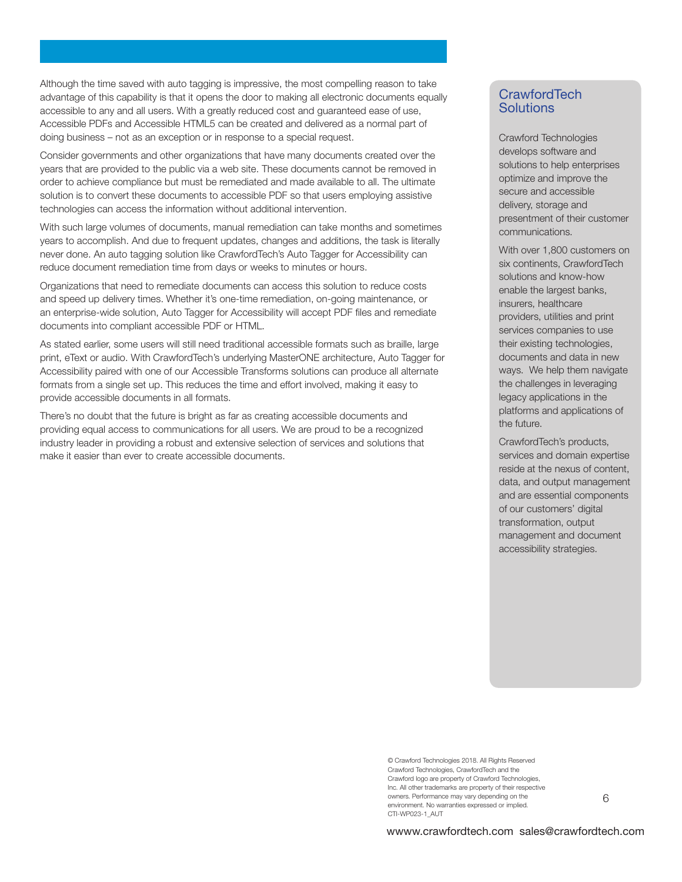Although the time saved with auto tagging is impressive, the most compelling reason to take advantage of this capability is that it opens the door to making all electronic documents equally accessible to any and all users. With a greatly reduced cost and guaranteed ease of use, Accessible PDFs and Accessible HTML5 can be created and delivered as a normal part of doing business – not as an exception or in response to a special request.

Consider governments and other organizations that have many documents created over the years that are provided to the public via a web site. These documents cannot be removed in order to achieve compliance but must be remediated and made available to all. The ultimate solution is to convert these documents to accessible PDF so that users employing assistive technologies can access the information without additional intervention.

With such large volumes of documents, manual remediation can take months and sometimes years to accomplish. And due to frequent updates, changes and additions, the task is literally never done. An auto tagging solution like CrawfordTech's Auto Tagger for Accessibility can reduce document remediation time from days or weeks to minutes or hours.

Organizations that need to remediate documents can access this solution to reduce costs and speed up delivery times. Whether it's one-time remediation, on-going maintenance, or an enterprise-wide solution, Auto Tagger for Accessibility will accept PDF files and remediate documents into compliant accessible PDF or HTML.

As stated earlier, some users will still need traditional accessible formats such as braille, large print, eText or audio. With CrawfordTech's underlying MasterONE architecture, Auto Tagger for Accessibility paired with one of our Accessible Transforms solutions can produce all alternate formats from a single set up. This reduces the time and effort involved, making it easy to provide accessible documents in all formats.

There's no doubt that the future is bright as far as creating accessible documents and providing equal access to communications for all users. We are proud to be a recognized industry leader in providing a robust and extensive selection of services and solutions that make it easier than ever to create accessible documents.

## CrawfordTech Solutions

Crawford Technologies develops software and solutions to help enterprises optimize and improve the secure and accessible delivery, storage and presentment of their customer communications.

With over 1,800 customers on six continents, CrawfordTech solutions and know-how enable the largest banks, insurers, healthcare providers, utilities and print services companies to use their existing technologies, documents and data in new ways. We help them navigate the challenges in leveraging legacy applications in the platforms and applications of the future.

CrawfordTech's products, services and domain expertise reside at the nexus of content, data, and output management and are essential components of our customers' digital transformation, output management and document accessibility strategies.

© Crawford Technologies 2018. All Rights Reserved Crawford Technologies, CrawfordTech and the Crawford logo are property of Crawford Technologies, Inc. All other trademarks are property of their respective owners. Performance may vary depending on the environment. No warranties expressed or implied. CTI-WP023-1_AUT

wwww.crawfordtech.com sales@crawfordtech.com